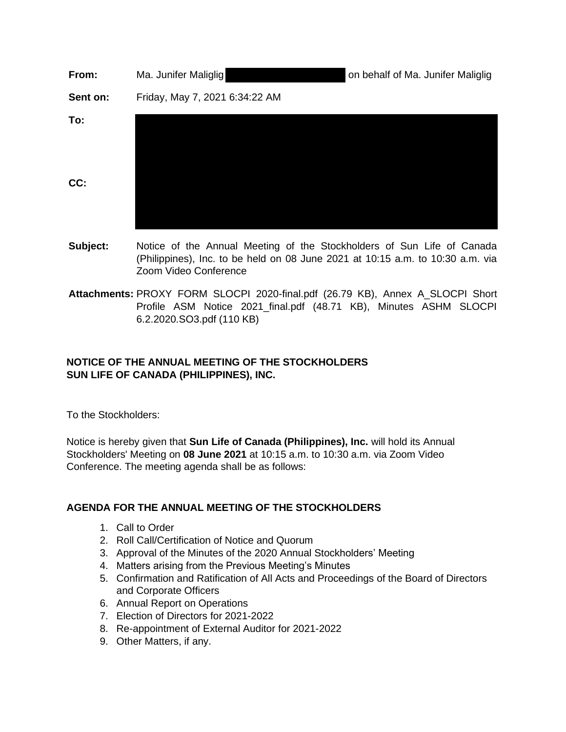**From:** Ma. Junifer Maliglig on behalf of Ma. Junifer Maliglig

**Sent on:** Friday, May 7, 2021 6:34:22 AM

**To:**

**CC:**

**Subject:** Notice of the Annual Meeting of the Stockholders of Sun Life of Canada (Philippines), Inc. to be held on 08 June 2021 at 10:15 a.m. to 10:30 a.m. via Zoom Video Conference

**Attachments:** PROXY FORM SLOCPI 2020-final.pdf (26.79 KB), Annex A_SLOCPI Short Profile ASM Notice 2021_final.pdf (48.71 KB), Minutes ASHM SLOCPI 6.2.2020.SO3.pdf (110 KB)

**NOTICE OF THE ANNUAL MEETING OF THE STOCKHOLDERS**
**SUN LIFE OF CANADA (PHILIPPINES), INC.**

To the Stockholders:

Notice is hereby given that **Sun Life of Canada (Philippines), Inc.** will hold its Annual Stockholders' Meeting on **08 June 2021** at 10:15 a.m. to 10:30 a.m. via Zoom Video Conference. The meeting agenda shall be as follows:

**AGENDA FOR THE ANNUAL MEETING OF THE STOCKHOLDERS**

1. Call to Order
2. Roll Call/Certification of Notice and Quorum
3. Approval of the Minutes of the 2020 Annual Stockholders' Meeting
4. Matters arising from the Previous Meeting's Minutes
5. Confirmation and Ratification of All Acts and Proceedings of the Board of Directors and Corporate Officers
6. Annual Report on Operations
7. Election of Directors for 2021-2022
8. Re-appointment of External Auditor for 2021-2022
9. Other Matters, if any.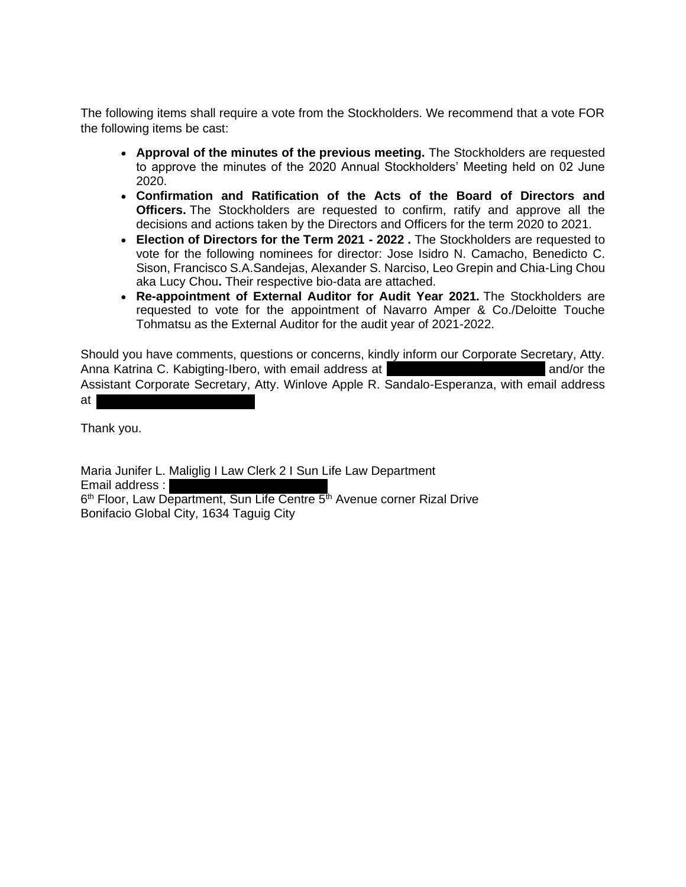The following items shall require a vote from the Stockholders. We recommend that a vote FOR the following items be cast:

- **Approval of the minutes of the previous meeting.** The Stockholders are requested to approve the minutes of the 2020 Annual Stockholders' Meeting held on 02 June 2020.
- **Confirmation and Ratification of the Acts of the Board of Directors and Officers.** The Stockholders are requested to confirm, ratify and approve all the decisions and actions taken by the Directors and Officers for the term 2020 to 2021.
- **Election of Directors for the Term 2021 - 2022 .** The Stockholders are requested to vote for the following nominees for director: Jose Isidro N. Camacho, Benedicto C. Sison, Francisco S.A.Sandejas, Alexander S. Narciso, Leo Grepin and Chia-Ling Chou aka Lucy Chou**.** Their respective bio-data are attached.
- **Re-appointment of External Auditor for Audit Year 2021.** The Stockholders are requested to vote for the appointment of Navarro Amper & Co./Deloitte Touche Tohmatsu as the External Auditor for the audit year of 2021-2022.

Should you have comments, questions or concerns, kindly inform our Corporate Secretary, Atty. Anna Katrina C. Kabigting-Ibero, with email address at [REDACTED] and/or the Assistant Corporate Secretary, Atty. Winlove Apple R. Sandalo-Esperanza, with email address at [REDACTED]

Thank you.

Maria Junifer L. Maliglig I Law Clerk 2 I Sun Life Law Department
Email address : [REDACTED]
6th Floor, Law Department, Sun Life Centre 5th Avenue corner Rizal Drive
Bonifacio Global City, 1634 Taguig City